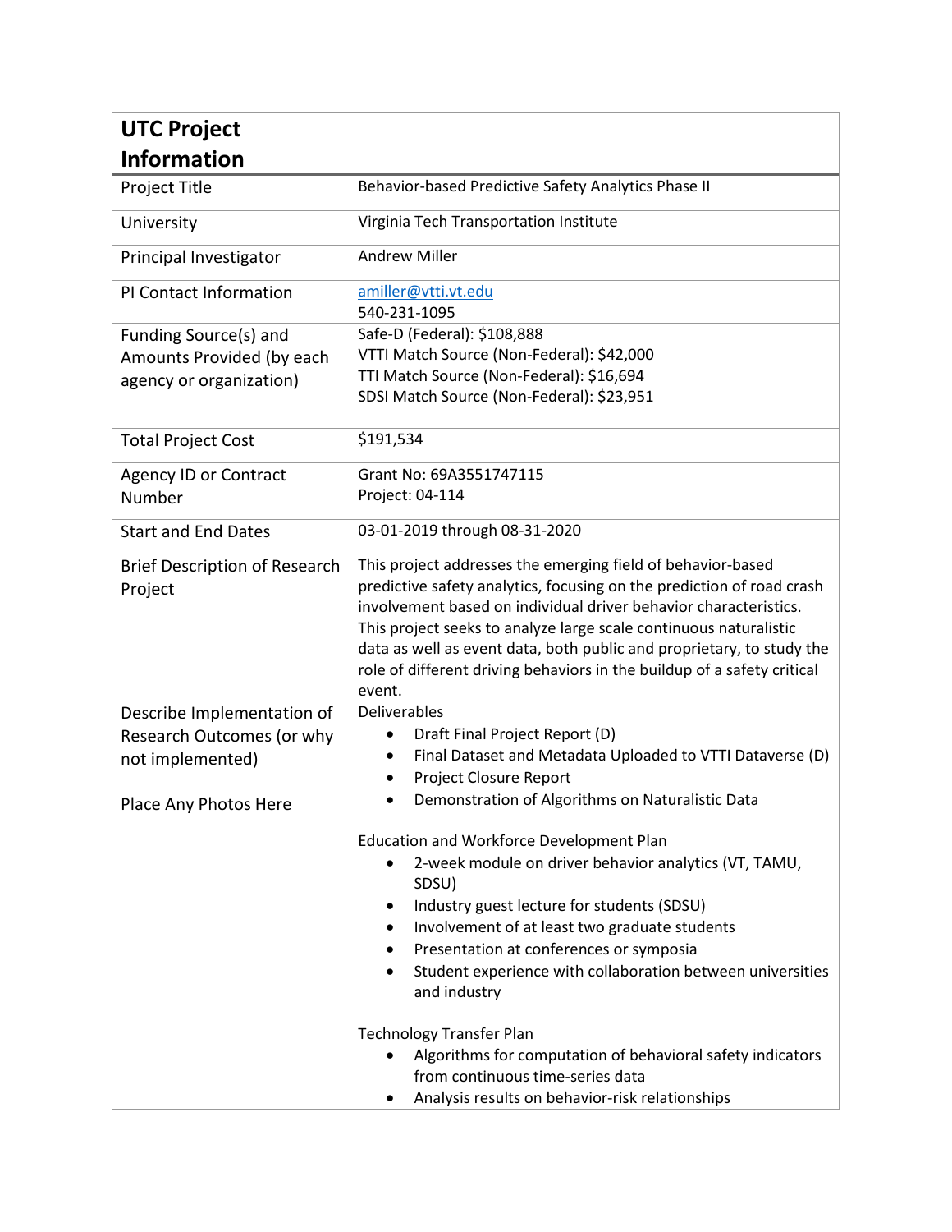| **UTC Project Information** | |
|---|---|
| Project Title | Behavior-based Predictive Safety Analytics Phase II |
| University | Virginia Tech Transportation Institute |
| Principal Investigator | Andrew Miller |
| PI Contact Information | amiller@vtti.vt.edu<br>540-231-1095 |
| Funding Source(s) and Amounts Provided (by each agency or organization) | Safe-D (Federal): $108,888<br>VTTI Match Source (Non-Federal): $42,000<br>TTI Match Source (Non-Federal): $16,694<br>SDSI Match Source (Non-Federal): $23,951 |
| Total Project Cost | $191,534 |
| Agency ID or Contract Number | Grant No: 69A3551747115<br>Project: 04-114 |
| Start and End Dates | 03-01-2019 through 08-31-2020 |
| Brief Description of Research Project | This project addresses the emerging field of behavior-based predictive safety analytics, focusing on the prediction of road crash involvement based on individual driver behavior characteristics. This project seeks to analyze large scale continuous naturalistic data as well as event data, both public and proprietary, to study the role of different driving behaviors in the buildup of a safety critical event. |
| Describe Implementation of Research Outcomes (or why not implemented)<br><br>Place Any Photos Here | Deliverables<br>• Draft Final Project Report (D)<br>• Final Dataset and Metadata Uploaded to VTTI Dataverse (D)<br>• Project Closure Report<br>• Demonstration of Algorithms on Naturalistic Data<br><br>Education and Workforce Development Plan<br>• 2-week module on driver behavior analytics (VT, TAMU, SDSU)<br>• Industry guest lecture for students (SDSU)<br>• Involvement of at least two graduate students<br>• Presentation at conferences or symposia<br>• Student experience with collaboration between universities and industry<br><br>Technology Transfer Plan<br>• Algorithms for computation of behavioral safety indicators from continuous time-series data<br>• Analysis results on behavior-risk relationships |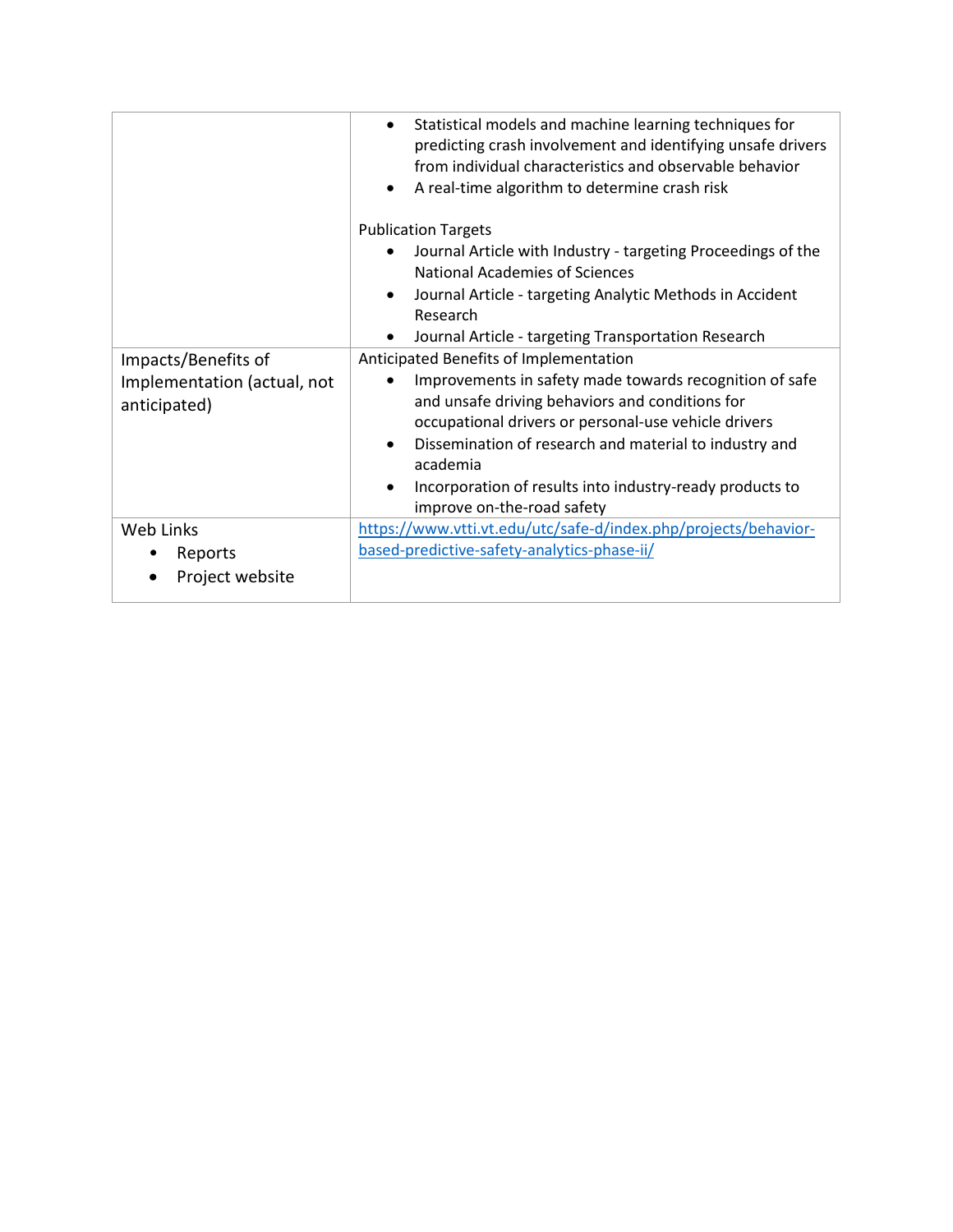| | |
|---|---|
| | • Statistical models and machine learning techniques for predicting crash involvement and identifying unsafe drivers from individual characteristics and observable behavior<br>• A real-time algorithm to determine crash risk<br><br>Publication Targets<br>• Journal Article with Industry - targeting Proceedings of the National Academies of Sciences<br>• Journal Article - targeting Analytic Methods in Accident Research<br>• Journal Article - targeting Transportation Research |
| Impacts/Benefits of Implementation (actual, not anticipated) | Anticipated Benefits of Implementation<br>• Improvements in safety made towards recognition of safe and unsafe driving behaviors and conditions for occupational drivers or personal-use vehicle drivers<br>• Dissemination of research and material to industry and academia<br>• Incorporation of results into industry-ready products to improve on-the-road safety |
| Web Links<br>• Reports<br>• Project website | https://www.vtti.vt.edu/utc/safe-d/index.php/projects/behavior-based-predictive-safety-analytics-phase-ii/ |